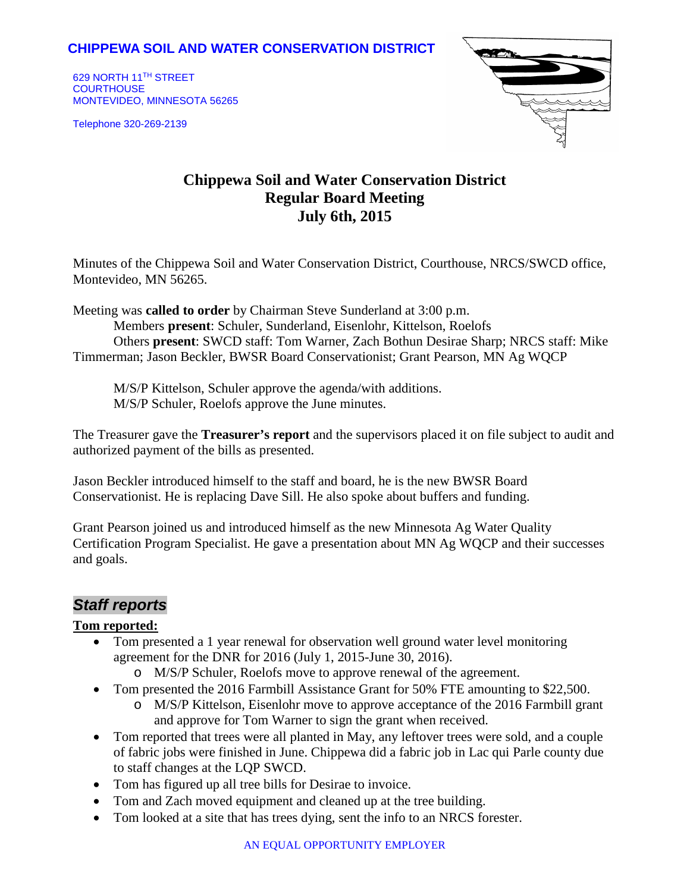**CHIPPEWA SOIL AND WATER CONSERVATION DISTRICT**

629 NORTH 11TH STREET
COURTHOUSE
MONTEVIDEO, MINNESOTA 56265

Telephone 320-269-2139

# Chippewa Soil and Water Conservation District
# Regular Board Meeting
# July 6th, 2015

Minutes of the Chippewa Soil and Water Conservation District, Courthouse, NRCS/SWCD office, Montevideo, MN 56265.

Meeting was **called to order** by Chairman Steve Sunderland at 3:00 p.m.
Members **present**: Schuler, Sunderland, Eisenlohr, Kittelson, Roelofs
Others **present**: SWCD staff: Tom Warner, Zach Bothun Desirae Sharp; NRCS staff: Mike Timmerman; Jason Beckler, BWSR Board Conservationist; Grant Pearson, MN Ag WQCP

M/S/P Kittelson, Schuler approve the agenda/with additions.
M/S/P Schuler, Roelofs approve the June minutes.

The Treasurer gave the **Treasurer's report** and the supervisors placed it on file subject to audit and authorized payment of the bills as presented.

Jason Beckler introduced himself to the staff and board, he is the new BWSR Board Conservationist. He is replacing Dave Sill. He also spoke about buffers and funding.

Grant Pearson joined us and introduced himself as the new Minnesota Ag Water Quality Certification Program Specialist. He gave a presentation about MN Ag WQCP and their successes and goals.

## *Staff reports*

**Tom reported:**

- Tom presented a 1 year renewal for observation well ground water level monitoring agreement for the DNR for 2016 (July 1, 2015-June 30, 2016).
  - M/S/P Schuler, Roelofs move to approve renewal of the agreement.
- Tom presented the 2016 Farmbill Assistance Grant for 50% FTE amounting to $22,500.
  - M/S/P Kittelson, Eisenlohr move to approve acceptance of the 2016 Farmbill grant and approve for Tom Warner to sign the grant when received.
- Tom reported that trees were all planted in May, any leftover trees were sold, and a couple of fabric jobs were finished in June. Chippewa did a fabric job in Lac qui Parle county due to staff changes at the LQP SWCD.
- Tom has figured up all tree bills for Desirae to invoice.
- Tom and Zach moved equipment and cleaned up at the tree building.
- Tom looked at a site that has trees dying, sent the info to an NRCS forester.

AN EQUAL OPPORTUNITY EMPLOYER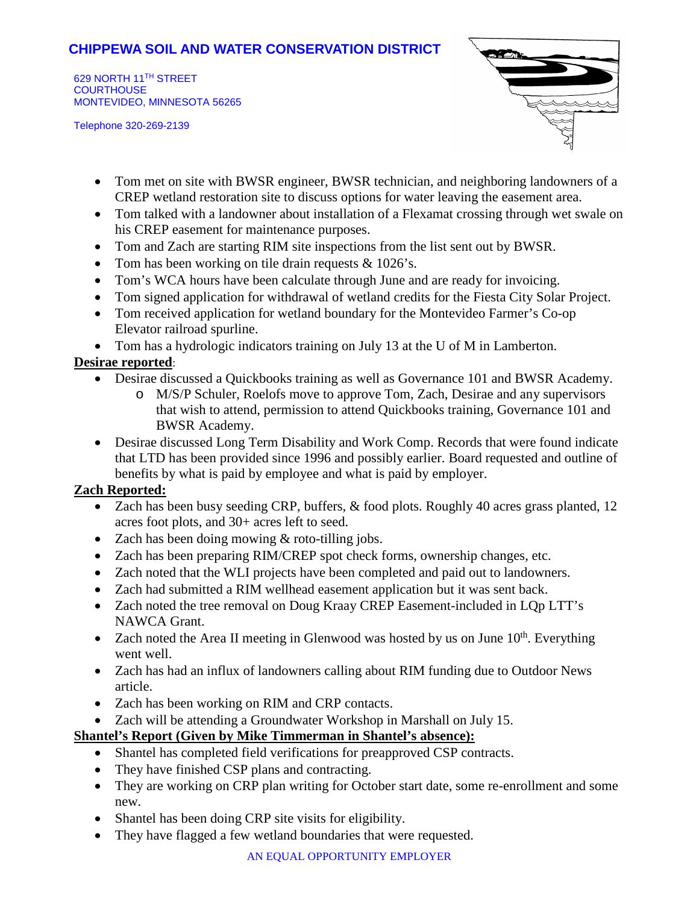- Tom met on site with BWSR engineer, BWSR technician, and neighboring landowners of a CREP wetland restoration site to discuss options for water leaving the easement area.
- Tom talked with a landowner about installation of a Flexamat crossing through wet swale on his CREP easement for maintenance purposes.
- Tom and Zach are starting RIM site inspections from the list sent out by BWSR.
- Tom has been working on tile drain requests & 1026's.
- Tom's WCA hours have been calculate through June and are ready for invoicing.
- Tom signed application for withdrawal of wetland credits for the Fiesta City Solar Project.
- Tom received application for wetland boundary for the Montevideo Farmer's Co-op Elevator railroad spurline.
- Tom has a hydrologic indicators training on July 13 at the U of M in Lamberton.

**Desirae reported**:

- Desirae discussed a Quickbooks training as well as Governance 101 and BWSR Academy.
  - M/S/P Schuler, Roelofs move to approve Tom, Zach, Desirae and any supervisors that wish to attend, permission to attend Quickbooks training, Governance 101 and BWSR Academy.
- Desirae discussed Long Term Disability and Work Comp. Records that were found indicate that LTD has been provided since 1996 and possibly earlier. Board requested and outline of benefits by what is paid by employee and what is paid by employer.

**Zach Reported:**

- Zach has been busy seeding CRP, buffers, & food plots. Roughly 40 acres grass planted, 12 acres foot plots, and 30+ acres left to seed.
- Zach has been doing mowing & roto-tilling jobs.
- Zach has been preparing RIM/CREP spot check forms, ownership changes, etc.
- Zach noted that the WLI projects have been completed and paid out to landowners.
- Zach had submitted a RIM wellhead easement application but it was sent back.
- Zach noted the tree removal on Doug Kraay CREP Easement-included in LQp LTT's NAWCA Grant.
- Zach noted the Area II meeting in Glenwood was hosted by us on June 10th. Everything went well.
- Zach has had an influx of landowners calling about RIM funding due to Outdoor News article.
- Zach has been working on RIM and CRP contacts.
- Zach will be attending a Groundwater Workshop in Marshall on July 15.

**Shantel's Report (Given by Mike Timmerman in Shantel's absence):**

- Shantel has completed field verifications for preapproved CSP contracts.
- They have finished CSP plans and contracting.
- They are working on CRP plan writing for October start date, some re-enrollment and some new.
- Shantel has been doing CRP site visits for eligibility.
- They have flagged a few wetland boundaries that were requested.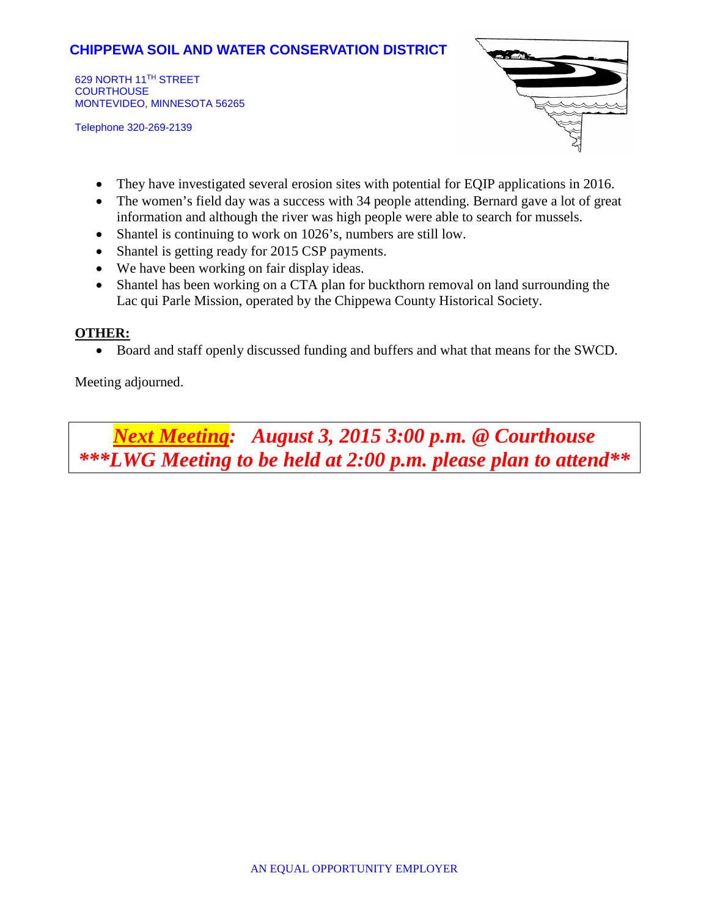**CHIPPEWA SOIL AND WATER CONSERVATION DISTRICT**

629 NORTH 11TH STREET
COURTHOUSE
MONTEVIDEO, MINNESOTA 56265

Telephone 320-269-2139

- They have investigated several erosion sites with potential for EQIP applications in 2016.
- The women's field day was a success with 34 people attending. Bernard gave a lot of great information and although the river was high people were able to search for mussels.
- Shantel is continuing to work on 1026's, numbers are still low.
- Shantel is getting ready for 2015 CSP payments.
- We have been working on fair display ideas.
- Shantel has been working on a CTA plan for buckthorn removal on land surrounding the Lac qui Parle Mission, operated by the Chippewa County Historical Society.

**OTHER:**

- Board and staff openly discussed funding and buffers and what that means for the SWCD.

Meeting adjourned.

***Next Meeting*: August 3, 2015 3:00 p.m. @ Courthouse**
***\*\*\*LWG Meeting to be held at 2:00 p.m. please plan to attend\*\****

AN EQUAL OPPORTUNITY EMPLOYER